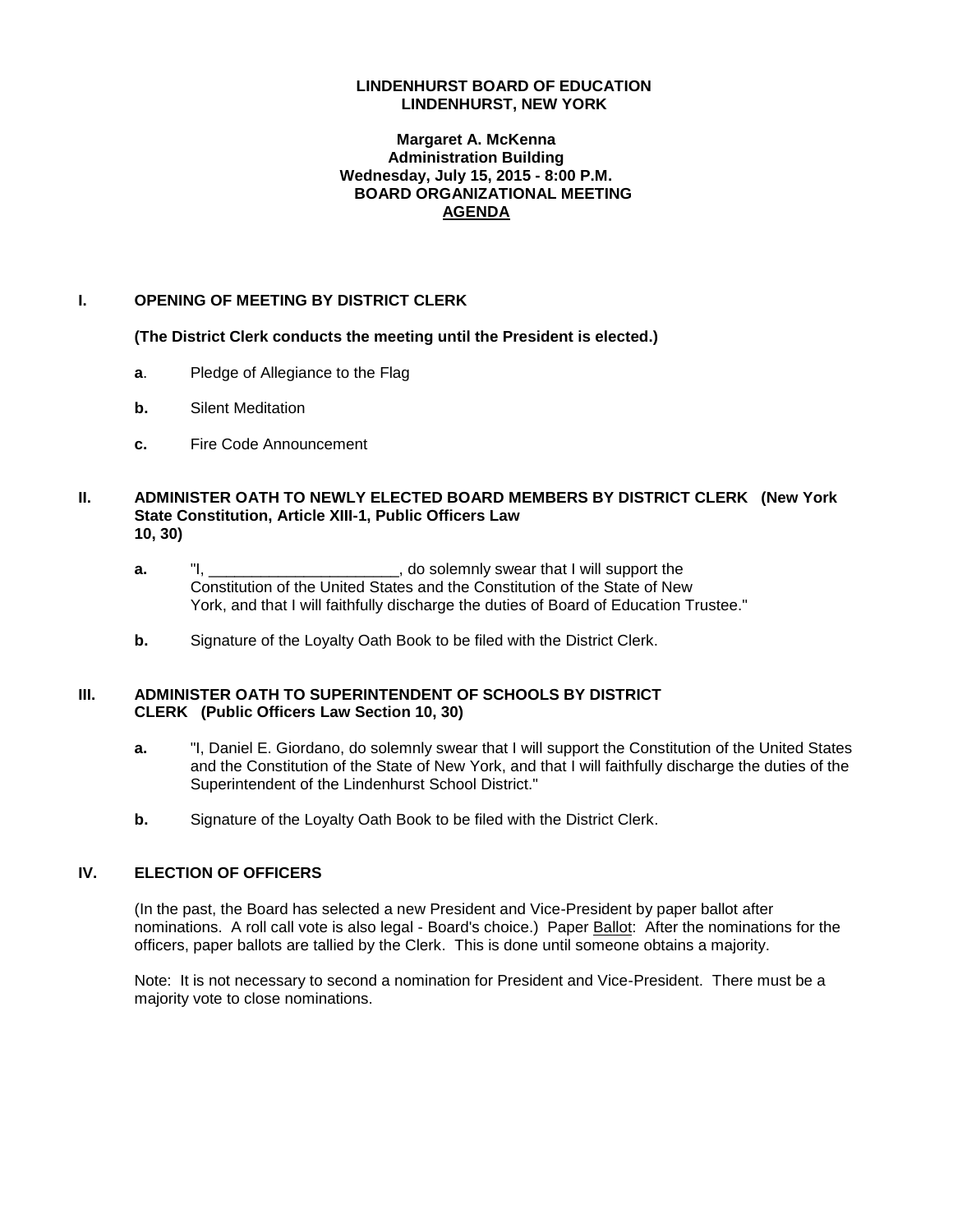**LINDENHURST BOARD OF EDUCATION**
**LINDENHURST, NEW YORK**

**Margaret A. McKenna**
**Administration Building**
**Wednesday, July 15, 2015 - 8:00 P.M.**
**BOARD ORGANIZATIONAL MEETING**
**AGENDA**

## I. OPENING OF MEETING BY DISTRICT CLERK

**(The District Clerk conducts the meeting until the President is elected.)**

**a**. Pledge of Allegiance to the Flag

**b.** Silent Meditation

**c.** Fire Code Announcement

## II. ADMINISTER OATH TO NEWLY ELECTED BOARD MEMBERS BY DISTRICT CLERK (New York State Constitution, Article XIII-1, Public Officers Law 10, 30)

**a.** "I, ______________________, do solemnly swear that I will support the Constitution of the United States and the Constitution of the State of New York, and that I will faithfully discharge the duties of Board of Education Trustee."

**b.** Signature of the Loyalty Oath Book to be filed with the District Clerk.

## III. ADMINISTER OATH TO SUPERINTENDENT OF SCHOOLS BY DISTRICT CLERK (Public Officers Law Section 10, 30)

**a.** "I, Daniel E. Giordano, do solemnly swear that I will support the Constitution of the United States and the Constitution of the State of New York, and that I will faithfully discharge the duties of the Superintendent of the Lindenhurst School District."

**b.** Signature of the Loyalty Oath Book to be filed with the District Clerk.

## IV. ELECTION OF OFFICERS

(In the past, the Board has selected a new President and Vice-President by paper ballot after nominations. A roll call vote is also legal - Board's choice.) Paper Ballot: After the nominations for the officers, paper ballots are tallied by the Clerk. This is done until someone obtains a majority.

Note: It is not necessary to second a nomination for President and Vice-President. There must be a majority vote to close nominations.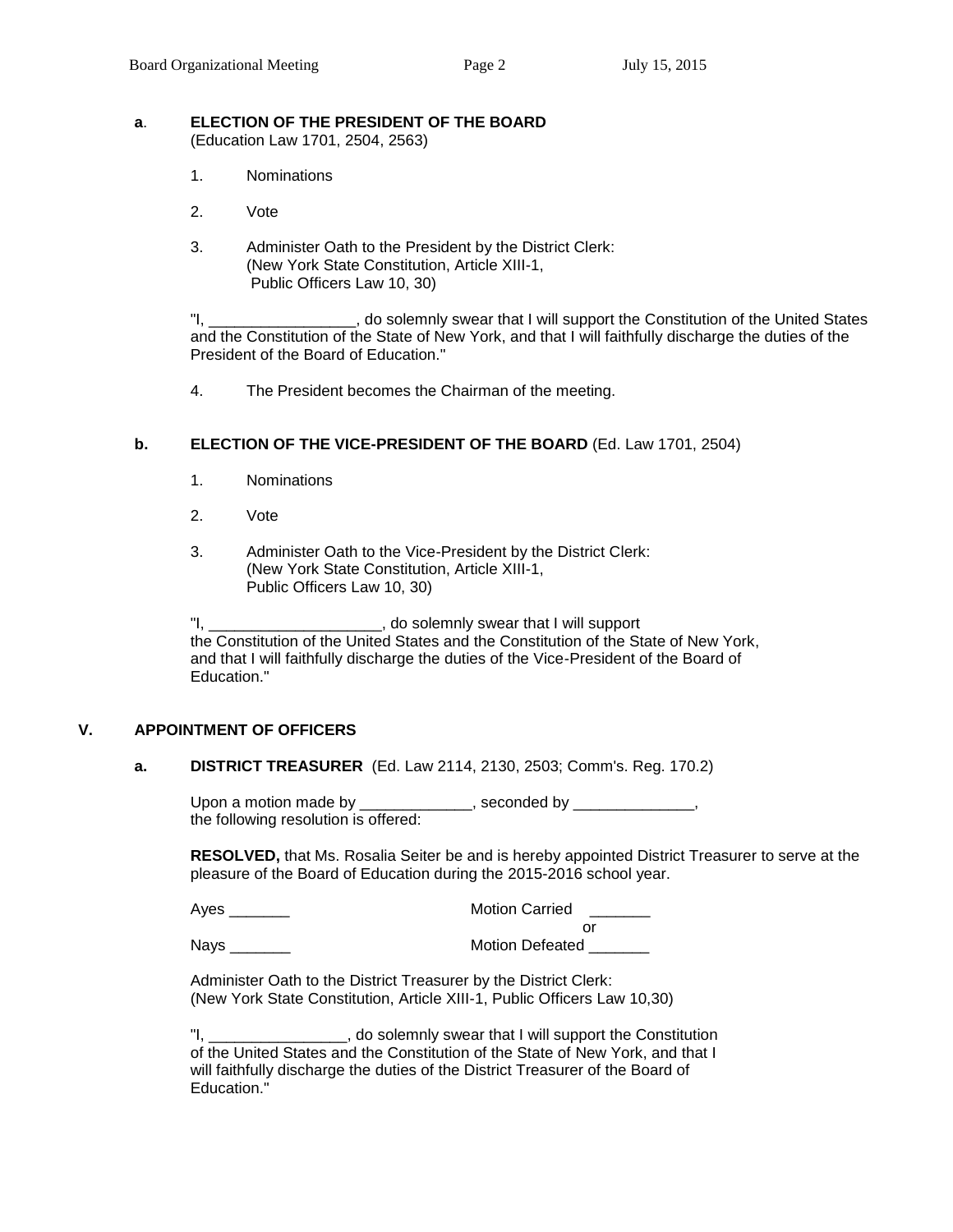**a**. **ELECTION OF THE PRESIDENT OF THE BOARD**
(Education Law 1701, 2504, 2563)

1. Nominations

2. Vote

3. Administer Oath to the President by the District Clerk:
(New York State Constitution, Article XIII-1,
Public Officers Law 10, 30)

"I, _________________, do solemnly swear that I will support the Constitution of the United States and the Constitution of the State of New York, and that I will faithfully discharge the duties of the President of the Board of Education."

4. The President becomes the Chairman of the meeting.

**b. ELECTION OF THE VICE-PRESIDENT OF THE BOARD** (Ed. Law 1701, 2504)

1. Nominations

2. Vote

3. Administer Oath to the Vice-President by the District Clerk:
(New York State Constitution, Article XIII-1,
Public Officers Law 10, 30)

"I, ____________________, do solemnly swear that I will support the Constitution of the United States and the Constitution of the State of New York, and that I will faithfully discharge the duties of the Vice-President of the Board of Education."

## V. APPOINTMENT OF OFFICERS

**a. DISTRICT TREASURER** (Ed. Law 2114, 2130, 2503; Comm's. Reg. 170.2)

Upon a motion made by _____________, seconded by ______________, the following resolution is offered:

**RESOLVED,** that Ms. Rosalia Seiter be and is hereby appointed District Treasurer to serve at the pleasure of the Board of Education during the 2015-2016 school year.

Ayes _______ Motion Carried _______
or
Nays _______ Motion Defeated _______

Administer Oath to the District Treasurer by the District Clerk:
(New York State Constitution, Article XIII-1, Public Officers Law 10,30)

"I, ________________, do solemnly swear that I will support the Constitution of the United States and the Constitution of the State of New York, and that I will faithfully discharge the duties of the District Treasurer of the Board of Education."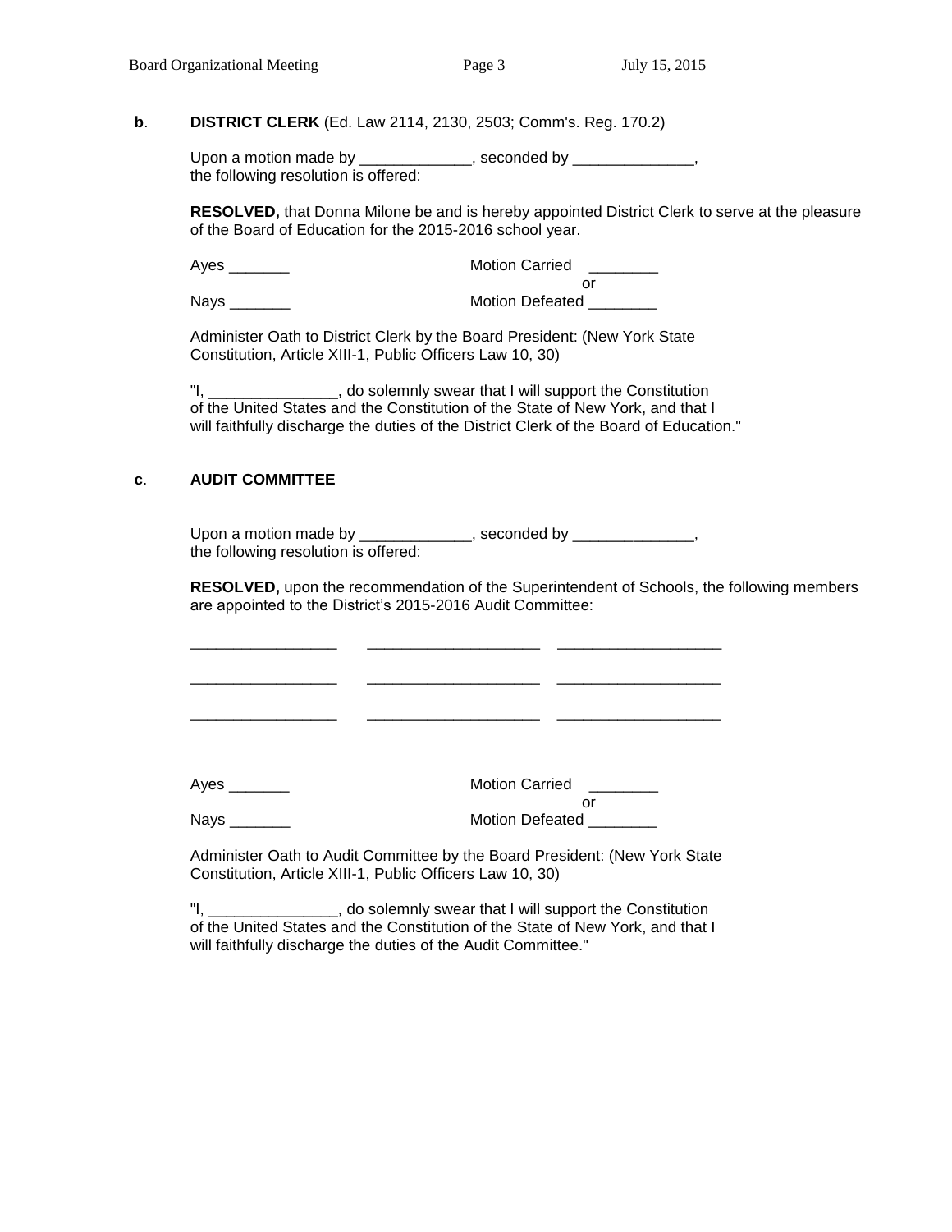**b**. **DISTRICT CLERK** (Ed. Law 2114, 2130, 2503; Comm's. Reg. 170.2)

Upon a motion made by _____________, seconded by ______________, the following resolution is offered:

**RESOLVED,** that Donna Milone be and is hereby appointed District Clerk to serve at the pleasure of the Board of Education for the 2015-2016 school year.

Ayes _______ Motion Carried ________
or
Nays _______ Motion Defeated ________

Administer Oath to District Clerk by the Board President: (New York State Constitution, Article XIII-1, Public Officers Law 10, 30)

"I, _______________, do solemnly swear that I will support the Constitution of the United States and the Constitution of the State of New York, and that I will faithfully discharge the duties of the District Clerk of the Board of Education."

**c**. **AUDIT COMMITTEE**

Upon a motion made by _____________, seconded by ______________, the following resolution is offered:

**RESOLVED,** upon the recommendation of the Superintendent of Schools, the following members are appointed to the District's 2015-2016 Audit Committee:

_________________ ____________________ ___________________

_________________ ____________________ ___________________

_________________ ____________________ ___________________

Ayes _______ Motion Carried ________
or
Nays _______ Motion Defeated ________

Administer Oath to Audit Committee by the Board President: (New York State Constitution, Article XIII-1, Public Officers Law 10, 30)

"I, _______________, do solemnly swear that I will support the Constitution of the United States and the Constitution of the State of New York, and that I will faithfully discharge the duties of the Audit Committee."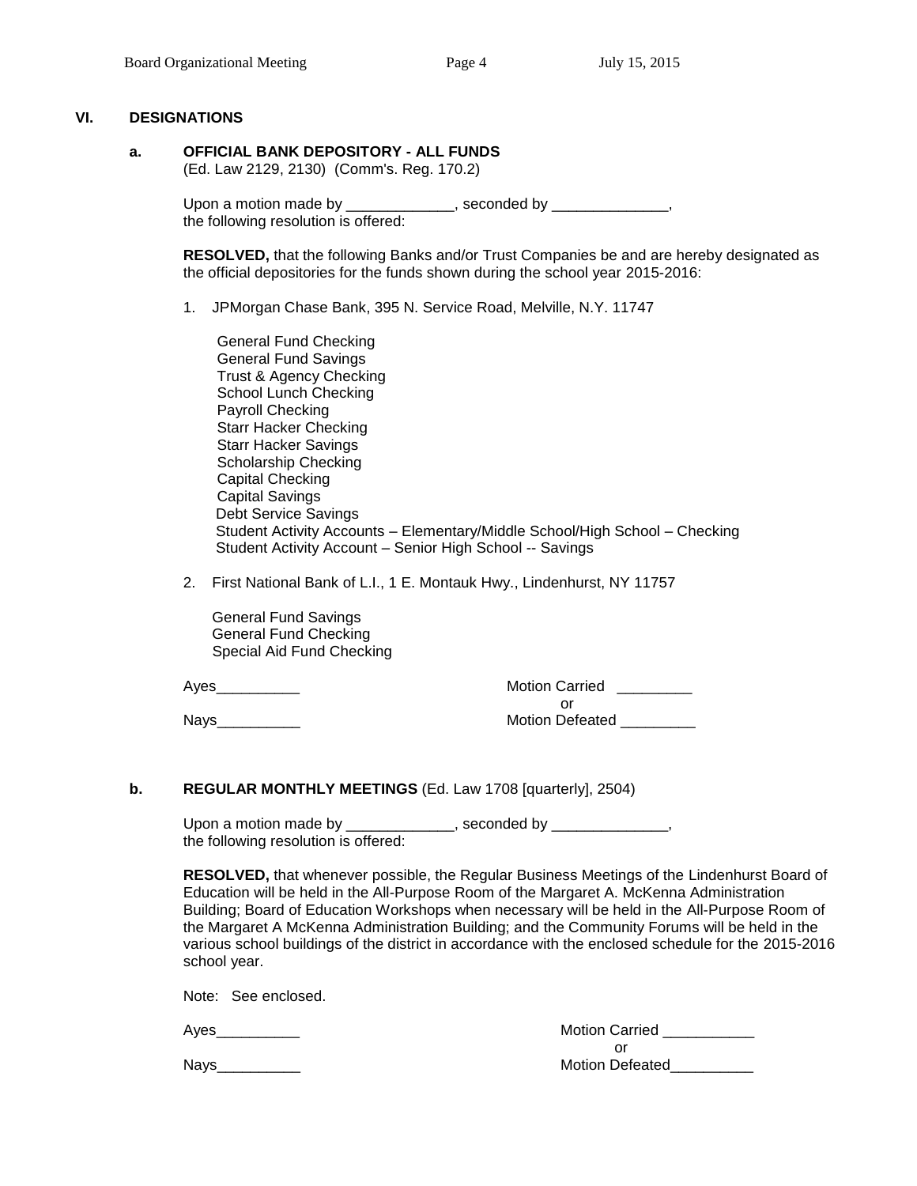## VI. DESIGNATIONS

### a. OFFICIAL BANK DEPOSITORY - ALL FUNDS

(Ed. Law 2129, 2130) (Comm's. Reg. 170.2)

Upon a motion made by _____________, seconded by ______________, the following resolution is offered:

**RESOLVED,** that the following Banks and/or Trust Companies be and are hereby designated as the official depositories for the funds shown during the school year 2015-2016:

1. JPMorgan Chase Bank, 395 N. Service Road, Melville, N.Y. 11747

   General Fund Checking
   General Fund Savings
   Trust & Agency Checking
   School Lunch Checking
   Payroll Checking
   Starr Hacker Checking
   Starr Hacker Savings
   Scholarship Checking
   Capital Checking
   Capital Savings
   Debt Service Savings
   Student Activity Accounts – Elementary/Middle School/High School – Checking
   Student Activity Account – Senior High School -- Savings

2. First National Bank of L.I., 1 E. Montauk Hwy., Lindenhurst, NY 11757

   General Fund Savings
   General Fund Checking
   Special Aid Fund Checking

Ayes__________ Motion Carried _________
or
Nays__________ Motion Defeated _________

### b. REGULAR MONTHLY MEETINGS (Ed. Law 1708 [quarterly], 2504)

Upon a motion made by _____________, seconded by ______________, the following resolution is offered:

**RESOLVED,** that whenever possible, the Regular Business Meetings of the Lindenhurst Board of Education will be held in the All-Purpose Room of the Margaret A. McKenna Administration Building; Board of Education Workshops when necessary will be held in the All-Purpose Room of the Margaret A McKenna Administration Building; and the Community Forums will be held in the various school buildings of the district in accordance with the enclosed schedule for the 2015-2016 school year.

Note: See enclosed.

Ayes__________ Motion Carried ___________
or
Nays__________ Motion Defeated__________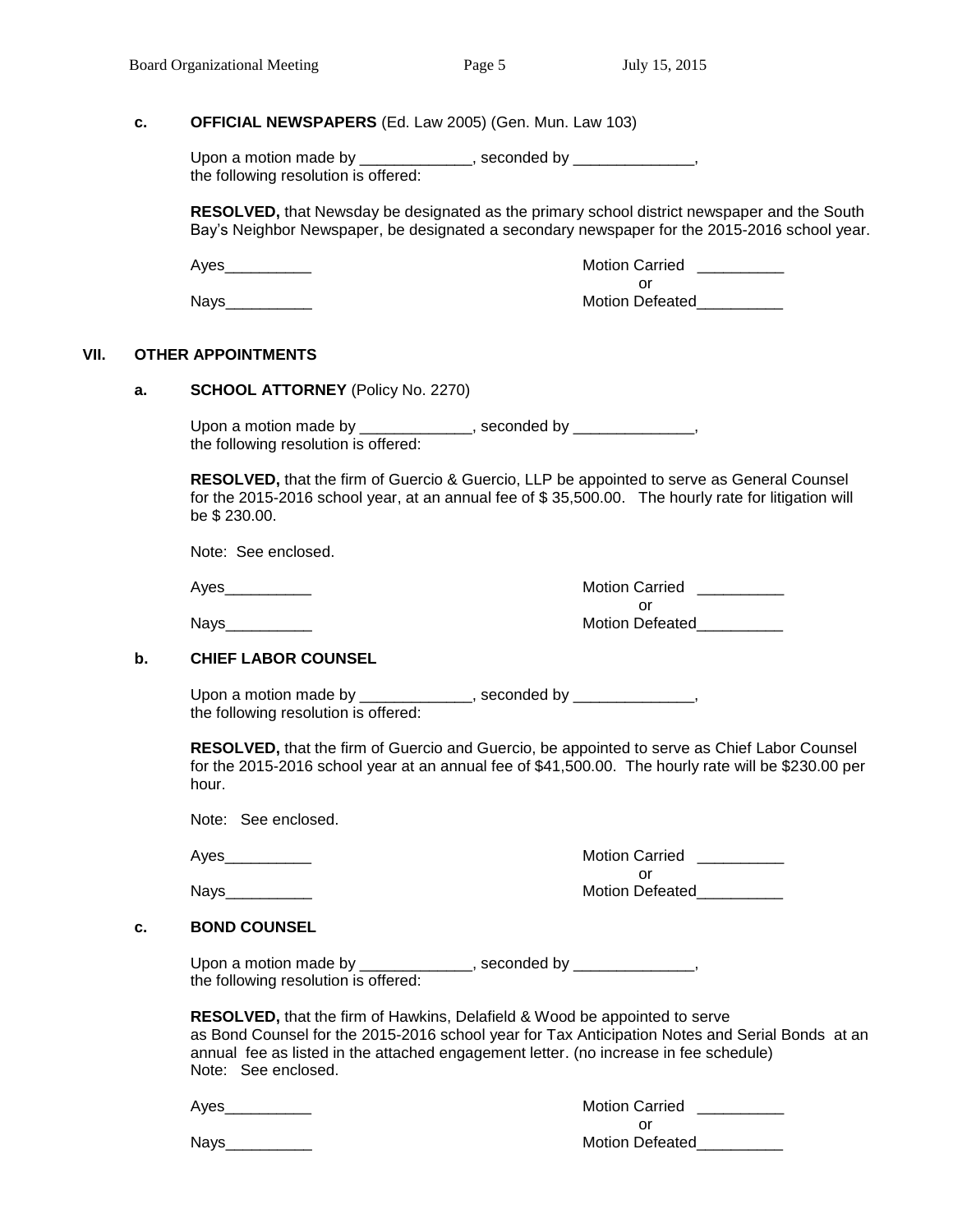**c. OFFICIAL NEWSPAPERS** (Ed. Law 2005) (Gen. Mun. Law 103)

Upon a motion made by _____________, seconded by ______________, the following resolution is offered:

**RESOLVED,** that Newsday be designated as the primary school district newspaper and the South Bay's Neighbor Newspaper, be designated a secondary newspaper for the 2015-2016 school year.

Ayes__________ Motion Carried __________
or
Nays__________ Motion Defeated__________

## VII. OTHER APPOINTMENTS

**a. SCHOOL ATTORNEY** (Policy No. 2270)

Upon a motion made by _____________, seconded by ______________, the following resolution is offered:

**RESOLVED,** that the firm of Guercio & Guercio, LLP be appointed to serve as General Counsel for the 2015-2016 school year, at an annual fee of $ 35,500.00. The hourly rate for litigation will be $ 230.00.

Note: See enclosed.

Ayes__________ Motion Carried __________
or
Nays__________ Motion Defeated__________

**b. CHIEF LABOR COUNSEL**

Upon a motion made by _____________, seconded by ______________, the following resolution is offered:

**RESOLVED,** that the firm of Guercio and Guercio, be appointed to serve as Chief Labor Counsel for the 2015-2016 school year at an annual fee of $41,500.00. The hourly rate will be $230.00 per hour.

Note: See enclosed.

Ayes__________ Motion Carried __________
or
Nays__________ Motion Defeated__________

**c. BOND COUNSEL**

Upon a motion made by _____________, seconded by ______________, the following resolution is offered:

**RESOLVED,** that the firm of Hawkins, Delafield & Wood be appointed to serve as Bond Counsel for the 2015-2016 school year for Tax Anticipation Notes and Serial Bonds at an annual fee as listed in the attached engagement letter. (no increase in fee schedule)
Note: See enclosed.

Ayes__________ Motion Carried __________
or
Nays__________ Motion Defeated__________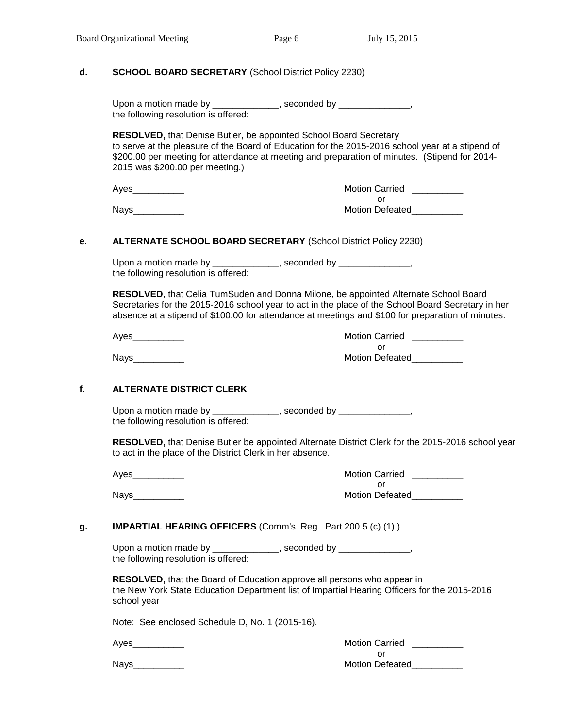**d. SCHOOL BOARD SECRETARY** (School District Policy 2230)

Upon a motion made by _____________, seconded by ______________,
the following resolution is offered:

**RESOLVED,** that Denise Butler, be appointed School Board Secretary to serve at the pleasure of the Board of Education for the 2015-2016 school year at a stipend of $200.00 per meeting for attendance at meeting and preparation of minutes. (Stipend for 2014-2015 was $200.00 per meeting.)

Ayes__________ Motion Carried __________
or
Nays__________ Motion Defeated__________

**e. ALTERNATE SCHOOL BOARD SECRETARY** (School District Policy 2230)

Upon a motion made by _____________, seconded by ______________,
the following resolution is offered:

**RESOLVED,** that Celia TumSuden and Donna Milone, be appointed Alternate School Board Secretaries for the 2015-2016 school year to act in the place of the School Board Secretary in her absence at a stipend of $100.00 for attendance at meetings and $100 for preparation of minutes.

Ayes__________ Motion Carried __________
or
Nays__________ Motion Defeated__________

**f. ALTERNATE DISTRICT CLERK**

Upon a motion made by _____________, seconded by ______________,
the following resolution is offered:

**RESOLVED,** that Denise Butler be appointed Alternate District Clerk for the 2015-2016 school year to act in the place of the District Clerk in her absence.

Ayes__________ Motion Carried __________
or
Nays__________ Motion Defeated__________

**g. IMPARTIAL HEARING OFFICERS** (Comm's. Reg. Part 200.5 (c) (1) )

Upon a motion made by _____________, seconded by ______________,
the following resolution is offered:

**RESOLVED,** that the Board of Education approve all persons who appear in the New York State Education Department list of Impartial Hearing Officers for the 2015-2016 school year

Note: See enclosed Schedule D, No. 1 (2015-16).

Ayes__________ Motion Carried __________
or
Nays__________ Motion Defeated__________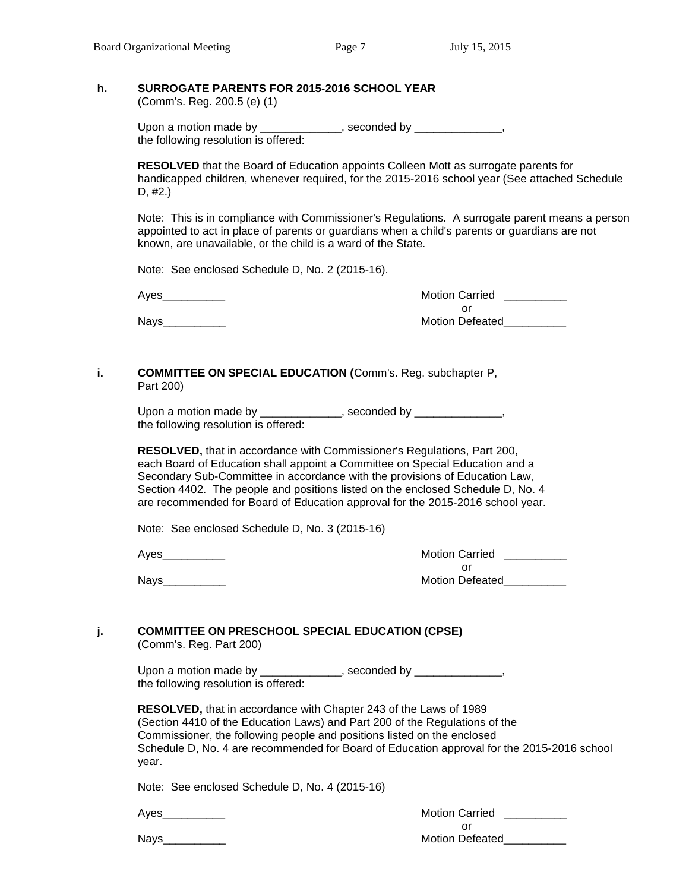**h. SURROGATE PARENTS FOR 2015-2016 SCHOOL YEAR**
(Comm's. Reg. 200.5 (e) (1)

Upon a motion made by _____________, seconded by ______________,
the following resolution is offered:

**RESOLVED** that the Board of Education appoints Colleen Mott as surrogate parents for handicapped children, whenever required, for the 2015-2016 school year (See attached Schedule D, #2.)

Note: This is in compliance with Commissioner's Regulations. A surrogate parent means a person appointed to act in place of parents or guardians when a child's parents or guardians are not known, are unavailable, or the child is a ward of the State.

Note: See enclosed Schedule D, No. 2 (2015-16).

Ayes__________ Motion Carried __________
or
Nays__________ Motion Defeated__________

**i. COMMITTEE ON SPECIAL EDUCATION (**Comm's. Reg. subchapter P, Part 200)

Upon a motion made by _____________, seconded by ______________,
the following resolution is offered:

**RESOLVED,** that in accordance with Commissioner's Regulations, Part 200, each Board of Education shall appoint a Committee on Special Education and a Secondary Sub-Committee in accordance with the provisions of Education Law, Section 4402. The people and positions listed on the enclosed Schedule D, No. 4 are recommended for Board of Education approval for the 2015-2016 school year.

Note: See enclosed Schedule D, No. 3 (2015-16)

Ayes__________ Motion Carried __________
or
Nays__________ Motion Defeated__________

**j. COMMITTEE ON PRESCHOOL SPECIAL EDUCATION (CPSE)**
(Comm's. Reg. Part 200)

Upon a motion made by _____________, seconded by ______________,
the following resolution is offered:

**RESOLVED,** that in accordance with Chapter 243 of the Laws of 1989 (Section 4410 of the Education Laws) and Part 200 of the Regulations of the Commissioner, the following people and positions listed on the enclosed Schedule D, No. 4 are recommended for Board of Education approval for the 2015-2016 school year.

Note: See enclosed Schedule D, No. 4 (2015-16)

Ayes__________ Motion Carried __________
or
Nays__________ Motion Defeated__________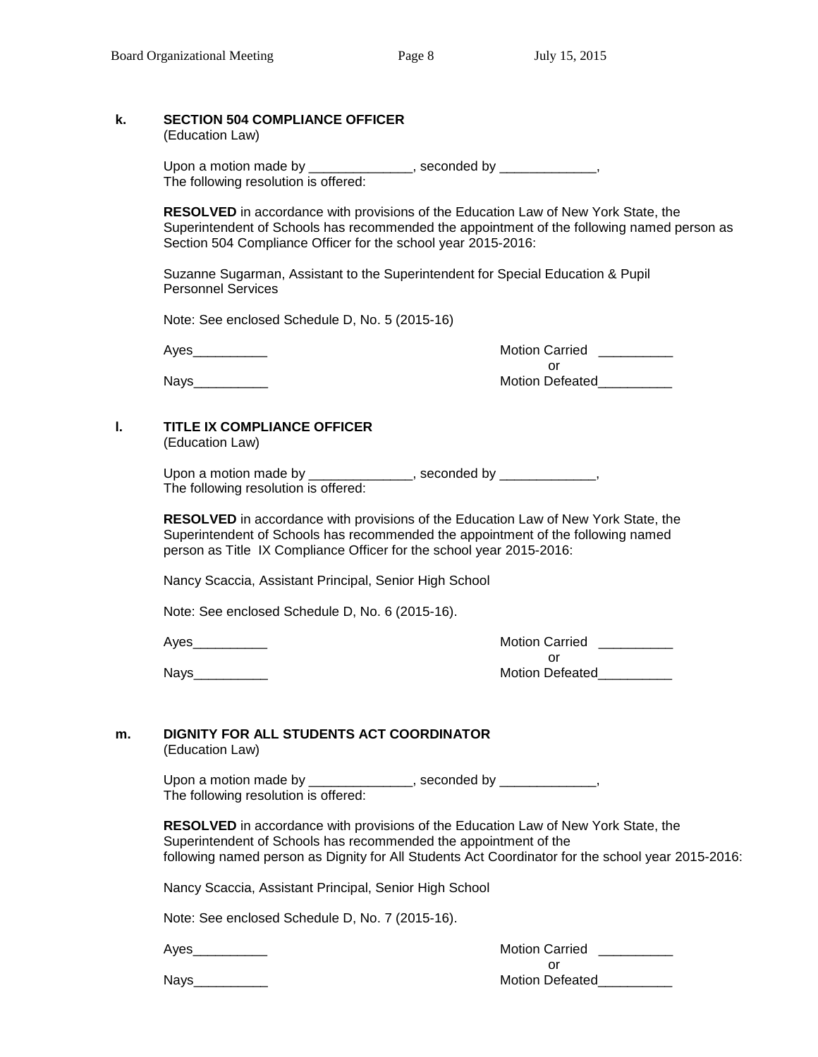**k. SECTION 504 COMPLIANCE OFFICER**
(Education Law)

Upon a motion made by ______________, seconded by _____________,
The following resolution is offered:

**RESOLVED** in accordance with provisions of the Education Law of New York State, the Superintendent of Schools has recommended the appointment of the following named person as Section 504 Compliance Officer for the school year 2015-2016:

Suzanne Sugarman, Assistant to the Superintendent for Special Education & Pupil Personnel Services

Note: See enclosed Schedule D, No. 5 (2015-16)

Ayes__________ Motion Carried __________
or
Nays__________ Motion Defeated__________

**l. TITLE IX COMPLIANCE OFFICER**
(Education Law)

Upon a motion made by ______________, seconded by _____________,
The following resolution is offered:

**RESOLVED** in accordance with provisions of the Education Law of New York State, the Superintendent of Schools has recommended the appointment of the following named person as Title IX Compliance Officer for the school year 2015-2016:

Nancy Scaccia, Assistant Principal, Senior High School

Note: See enclosed Schedule D, No. 6 (2015-16).

Ayes__________ Motion Carried __________
or
Nays__________ Motion Defeated__________

**m. DIGNITY FOR ALL STUDENTS ACT COORDINATOR**
(Education Law)

Upon a motion made by ______________, seconded by _____________,
The following resolution is offered:

**RESOLVED** in accordance with provisions of the Education Law of New York State, the Superintendent of Schools has recommended the appointment of the following named person as Dignity for All Students Act Coordinator for the school year 2015-2016:

Nancy Scaccia, Assistant Principal, Senior High School

Note: See enclosed Schedule D, No. 7 (2015-16).

Ayes__________ Motion Carried __________
or
Nays__________ Motion Defeated__________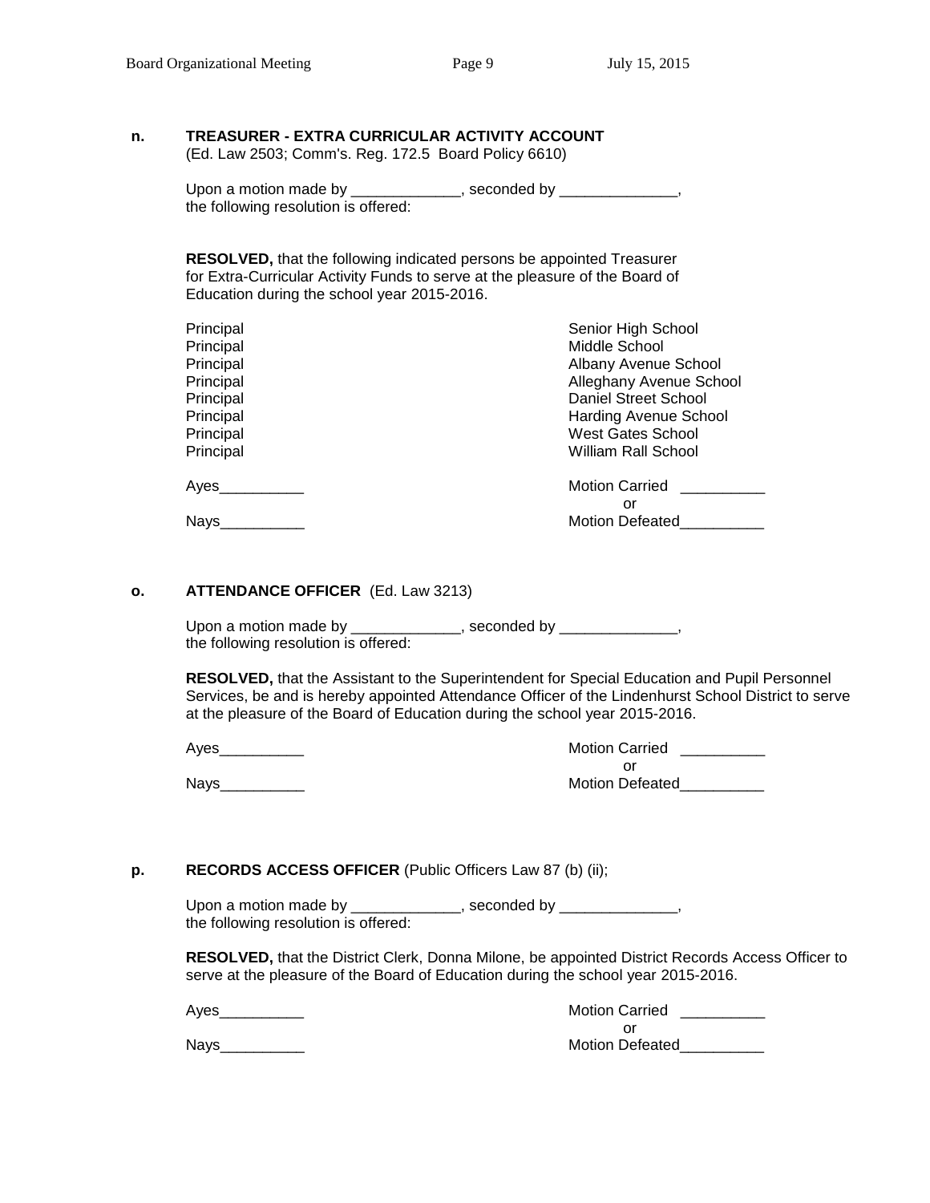**n. TREASURER - EXTRA CURRICULAR ACTIVITY ACCOUNT**
(Ed. Law 2503; Comm's. Reg. 172.5 Board Policy 6610)

Upon a motion made by _____________, seconded by ______________, the following resolution is offered:

**RESOLVED,** that the following indicated persons be appointed Treasurer for Extra-Curricular Activity Funds to serve at the pleasure of the Board of Education during the school year 2015-2016.

| | |
|---|---|
| Principal | Senior High School |
| Principal | Middle School |
| Principal | Albany Avenue School |
| Principal | Alleghany Avenue School |
| Principal | Daniel Street School |
| Principal | Harding Avenue School |
| Principal | West Gates School |
| Principal | William Rall School |

Ayes__________ Motion Carried __________
or
Nays__________ Motion Defeated__________

**o. ATTENDANCE OFFICER** (Ed. Law 3213)

Upon a motion made by _____________, seconded by ______________, the following resolution is offered:

**RESOLVED,** that the Assistant to the Superintendent for Special Education and Pupil Personnel Services, be and is hereby appointed Attendance Officer of the Lindenhurst School District to serve at the pleasure of the Board of Education during the school year 2015-2016.

Ayes__________ Motion Carried __________
or
Nays__________ Motion Defeated__________

**p. RECORDS ACCESS OFFICER** (Public Officers Law 87 (b) (ii);

Upon a motion made by _____________, seconded by ______________, the following resolution is offered:

**RESOLVED,** that the District Clerk, Donna Milone, be appointed District Records Access Officer to serve at the pleasure of the Board of Education during the school year 2015-2016.

Ayes__________ Motion Carried __________
or
Nays__________ Motion Defeated__________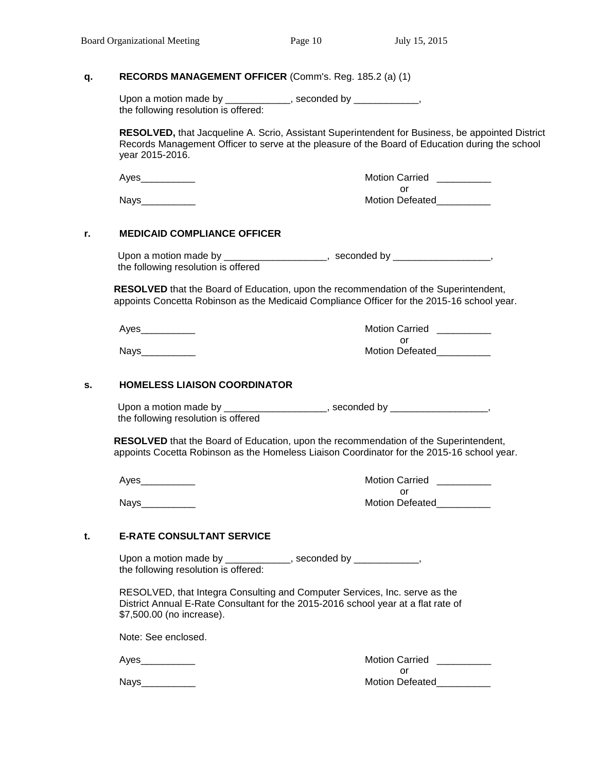**q. RECORDS MANAGEMENT OFFICER** (Comm's. Reg. 185.2 (a) (1)

Upon a motion made by ____________, seconded by ____________, the following resolution is offered:

**RESOLVED,** that Jacqueline A. Scrio, Assistant Superintendent for Business, be appointed District Records Management Officer to serve at the pleasure of the Board of Education during the school year 2015-2016.

Ayes__________ Motion Carried __________
or
Nays__________ Motion Defeated__________

**r. MEDICAID COMPLIANCE OFFICER**

Upon a motion made by ___________________, seconded by __________________, the following resolution is offered

**RESOLVED** that the Board of Education, upon the recommendation of the Superintendent, appoints Concetta Robinson as the Medicaid Compliance Officer for the 2015-16 school year.

Ayes__________ Motion Carried __________
or
Nays__________ Motion Defeated__________

**s. HOMELESS LIAISON COORDINATOR**

Upon a motion made by ___________________, seconded by __________________, the following resolution is offered

**RESOLVED** that the Board of Education, upon the recommendation of the Superintendent, appoints Cocetta Robinson as the Homeless Liaison Coordinator for the 2015-16 school year.

Ayes__________ Motion Carried __________
or
Nays__________ Motion Defeated__________

**t. E-RATE CONSULTANT SERVICE**

Upon a motion made by ____________, seconded by ____________, the following resolution is offered:

RESOLVED, that Integra Consulting and Computer Services, Inc. serve as the District Annual E-Rate Consultant for the 2015-2016 school year at a flat rate of $7,500.00 (no increase).

Note: See enclosed.

Ayes__________ Motion Carried __________
or
Nays__________ Motion Defeated__________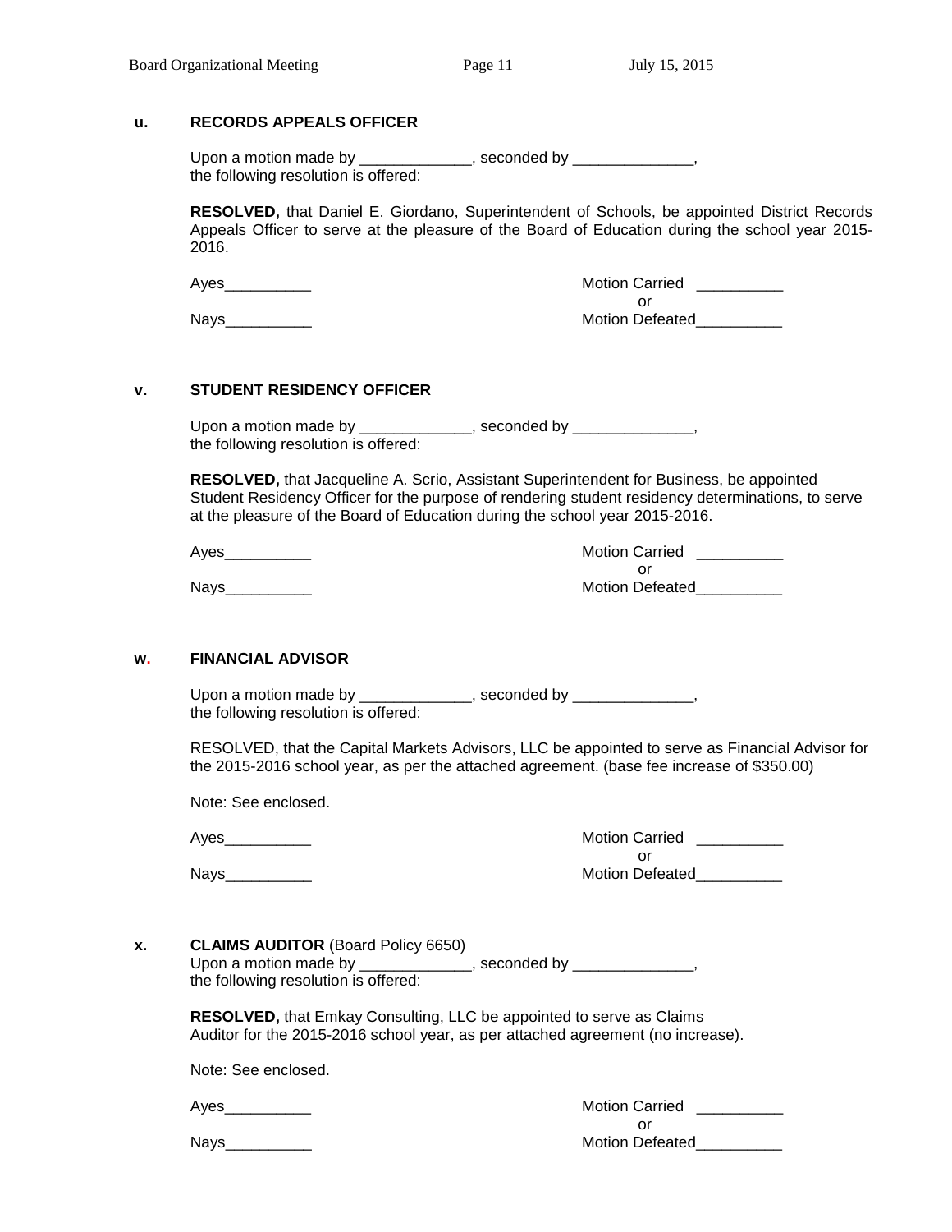**u. RECORDS APPEALS OFFICER**

Upon a motion made by _____________, seconded by ______________,
the following resolution is offered:

**RESOLVED,** that Daniel E. Giordano, Superintendent of Schools, be appointed District Records Appeals Officer to serve at the pleasure of the Board of Education during the school year 2015-2016.

Ayes__________ Motion Carried __________
or
Nays__________ Motion Defeated__________

**v. STUDENT RESIDENCY OFFICER**

Upon a motion made by _____________, seconded by ______________,
the following resolution is offered:

**RESOLVED,** that Jacqueline A. Scrio, Assistant Superintendent for Business, be appointed Student Residency Officer for the purpose of rendering student residency determinations, to serve at the pleasure of the Board of Education during the school year 2015-2016.

Ayes__________ Motion Carried __________
or
Nays__________ Motion Defeated__________

**w. FINANCIAL ADVISOR**

Upon a motion made by _____________, seconded by ______________,
the following resolution is offered:

RESOLVED, that the Capital Markets Advisors, LLC be appointed to serve as Financial Advisor for the 2015-2016 school year, as per the attached agreement. (base fee increase of $350.00)

Note: See enclosed.

Ayes__________ Motion Carried __________
or
Nays__________ Motion Defeated__________

**x. CLAIMS AUDITOR** (Board Policy 6650)

Upon a motion made by _____________, seconded by ______________,
the following resolution is offered:

**RESOLVED,** that Emkay Consulting, LLC be appointed to serve as Claims Auditor for the 2015-2016 school year, as per attached agreement (no increase).

Note: See enclosed.

Ayes__________ Motion Carried __________
or
Nays__________ Motion Defeated__________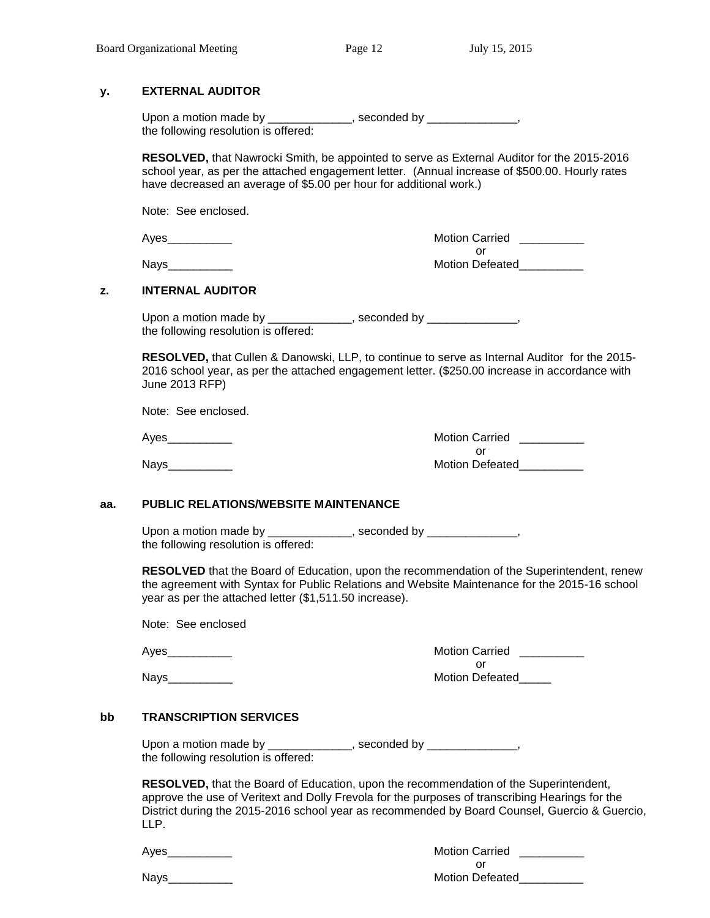**y. EXTERNAL AUDITOR**

Upon a motion made by _____________, seconded by ______________, the following resolution is offered:

**RESOLVED,** that Nawrocki Smith, be appointed to serve as External Auditor for the 2015-2016 school year, as per the attached engagement letter. (Annual increase of $500.00. Hourly rates have decreased an average of $5.00 per hour for additional work.)

Note: See enclosed.

Ayes__________ Motion Carried __________
or
Nays__________ Motion Defeated__________

**z. INTERNAL AUDITOR**

Upon a motion made by _____________, seconded by ______________, the following resolution is offered:

**RESOLVED,** that Cullen & Danowski, LLP, to continue to serve as Internal Auditor for the 2015-2016 school year, as per the attached engagement letter. ($250.00 increase in accordance with June 2013 RFP)

Note: See enclosed.

Ayes__________ Motion Carried __________
or
Nays__________ Motion Defeated__________

**aa. PUBLIC RELATIONS/WEBSITE MAINTENANCE**

Upon a motion made by _____________, seconded by ______________, the following resolution is offered:

**RESOLVED** that the Board of Education, upon the recommendation of the Superintendent, renew the agreement with Syntax for Public Relations and Website Maintenance for the 2015-16 school year as per the attached letter ($1,511.50 increase).

Note: See enclosed

Ayes__________ Motion Carried __________
or
Nays__________ Motion Defeated_____

**bb TRANSCRIPTION SERVICES**

Upon a motion made by _____________, seconded by ______________, the following resolution is offered:

**RESOLVED,** that the Board of Education, upon the recommendation of the Superintendent, approve the use of Veritext and Dolly Frevola for the purposes of transcribing Hearings for the District during the 2015-2016 school year as recommended by Board Counsel, Guercio & Guercio, LLP.

Ayes__________ Motion Carried __________
or
Nays__________ Motion Defeated__________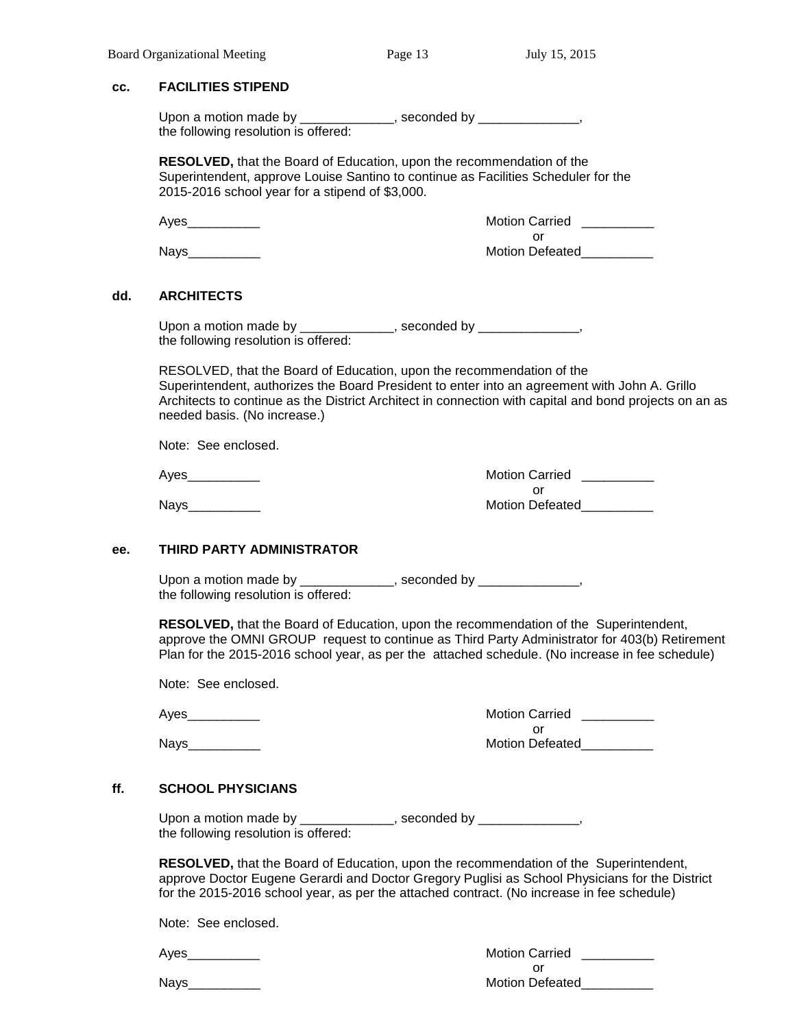### cc. FACILITIES STIPEND

Upon a motion made by _____________, seconded by ______________, the following resolution is offered:

**RESOLVED,** that the Board of Education, upon the recommendation of the Superintendent, approve Louise Santino to continue as Facilities Scheduler for the 2015-2016 school year for a stipend of $3,000.

Ayes__________ Motion Carried __________
or
Nays__________ Motion Defeated__________

### dd. ARCHITECTS

Upon a motion made by _____________, seconded by ______________, the following resolution is offered:

RESOLVED, that the Board of Education, upon the recommendation of the Superintendent, authorizes the Board President to enter into an agreement with John A. Grillo Architects to continue as the District Architect in connection with capital and bond projects on an as needed basis. (No increase.)

Note: See enclosed.

Ayes__________ Motion Carried __________
or
Nays__________ Motion Defeated__________

### ee. THIRD PARTY ADMINISTRATOR

Upon a motion made by _____________, seconded by ______________, the following resolution is offered:

**RESOLVED,** that the Board of Education, upon the recommendation of the Superintendent, approve the OMNI GROUP request to continue as Third Party Administrator for 403(b) Retirement Plan for the 2015-2016 school year, as per the attached schedule. (No increase in fee schedule)

Note: See enclosed.

Ayes__________ Motion Carried __________
or
Nays__________ Motion Defeated__________

### ff. SCHOOL PHYSICIANS

Upon a motion made by _____________, seconded by ______________, the following resolution is offered:

**RESOLVED,** that the Board of Education, upon the recommendation of the Superintendent, approve Doctor Eugene Gerardi and Doctor Gregory Puglisi as School Physicians for the District for the 2015-2016 school year, as per the attached contract. (No increase in fee schedule)

Note: See enclosed.

Ayes__________ Motion Carried __________
or
Nays__________ Motion Defeated__________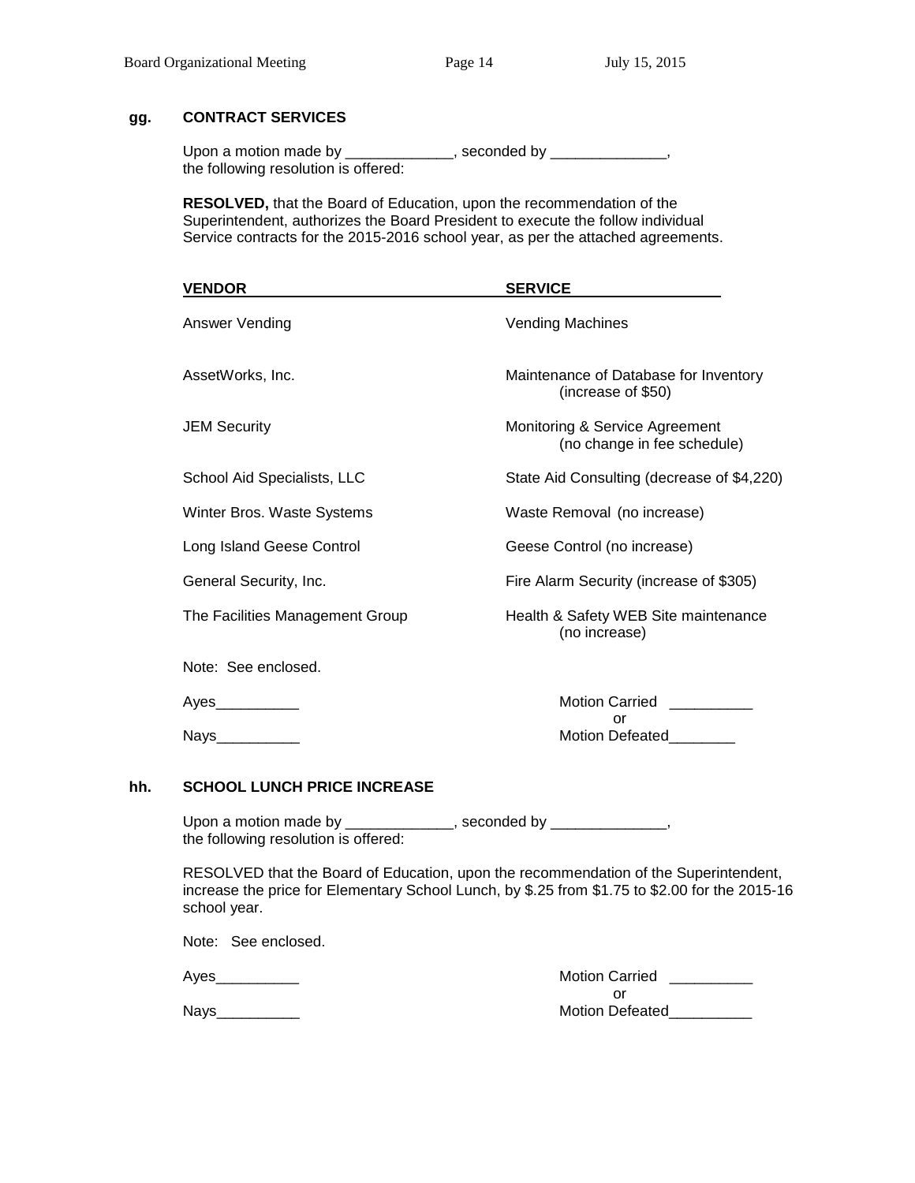## gg. CONTRACT SERVICES

Upon a motion made by _____________, seconded by ______________, the following resolution is offered:

**RESOLVED,** that the Board of Education, upon the recommendation of the Superintendent, authorizes the Board President to execute the follow individual Service contracts for the 2015-2016 school year, as per the attached agreements.

| VENDOR | SERVICE |
|---|---|
| Answer Vending | Vending Machines |
| AssetWorks, Inc. | Maintenance of Database for Inventory (increase of $50) |
| JEM Security | Monitoring & Service Agreement (no change in fee schedule) |
| School Aid Specialists, LLC | State Aid Consulting (decrease of $4,220) |
| Winter Bros. Waste Systems | Waste Removal (no increase) |
| Long Island Geese Control | Geese Control (no increase) |
| General Security, Inc. | Fire Alarm Security (increase of $305) |
| The Facilities Management Group | Health & Safety WEB Site maintenance (no increase) |

Note: See enclosed.

Ayes__________ Motion Carried __________
or
Nays__________ Motion Defeated________

## hh. SCHOOL LUNCH PRICE INCREASE

Upon a motion made by _____________, seconded by ______________, the following resolution is offered:

RESOLVED that the Board of Education, upon the recommendation of the Superintendent, increase the price for Elementary School Lunch, by $.25 from $1.75 to $2.00 for the 2015-16 school year.

Note: See enclosed.

Ayes__________ Motion Carried __________
or
Nays__________ Motion Defeated__________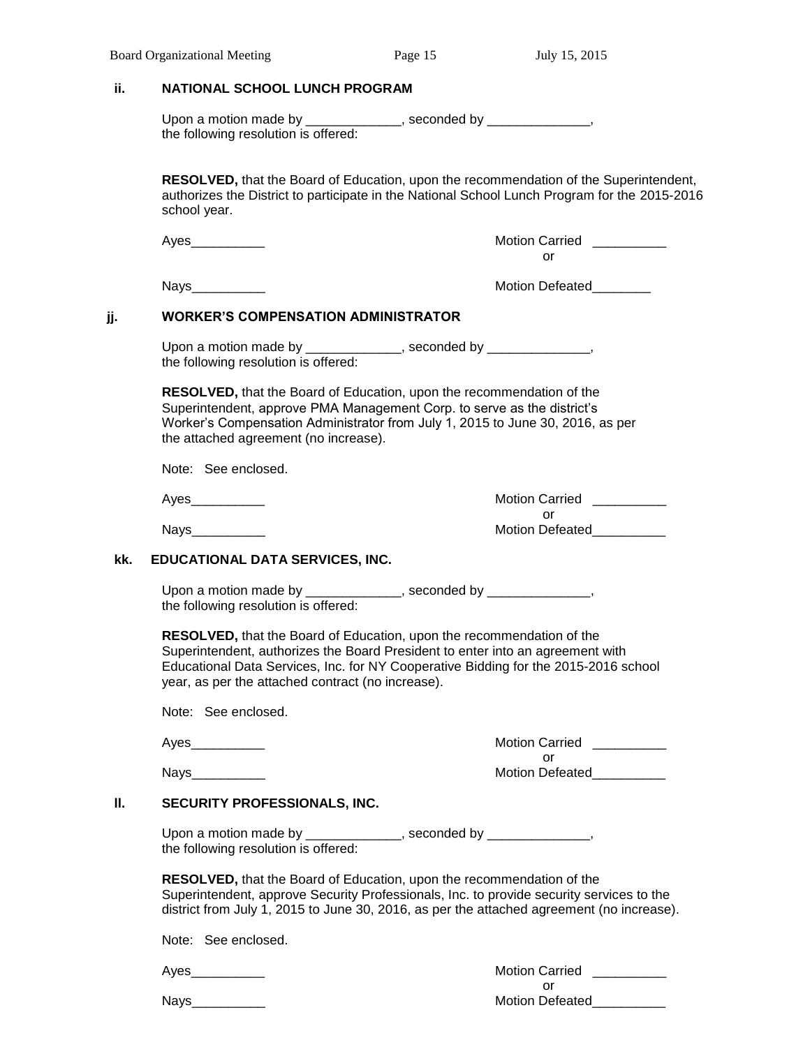**ii. NATIONAL SCHOOL LUNCH PROGRAM**

Upon a motion made by _____________, seconded by ______________, the following resolution is offered:

**RESOLVED,** that the Board of Education, upon the recommendation of the Superintendent, authorizes the District to participate in the National School Lunch Program for the 2015-2016 school year.

Ayes__________ Motion Carried __________
or
Nays__________ Motion Defeated________

**jj. WORKER'S COMPENSATION ADMINISTRATOR**

Upon a motion made by _____________, seconded by ______________, the following resolution is offered:

**RESOLVED,** that the Board of Education, upon the recommendation of the Superintendent, approve PMA Management Corp. to serve as the district's Worker's Compensation Administrator from July 1, 2015 to June 30, 2016, as per the attached agreement (no increase).

Note: See enclosed.

Ayes__________ Motion Carried __________
or
Nays__________ Motion Defeated__________

**kk. EDUCATIONAL DATA SERVICES, INC.**

Upon a motion made by _____________, seconded by ______________, the following resolution is offered:

**RESOLVED,** that the Board of Education, upon the recommendation of the Superintendent, authorizes the Board President to enter into an agreement with Educational Data Services, Inc. for NY Cooperative Bidding for the 2015-2016 school year, as per the attached contract (no increase).

Note: See enclosed.

Ayes__________ Motion Carried __________
or
Nays__________ Motion Defeated__________

**ll. SECURITY PROFESSIONALS, INC.**

Upon a motion made by _____________, seconded by ______________, the following resolution is offered:

**RESOLVED,** that the Board of Education, upon the recommendation of the Superintendent, approve Security Professionals, Inc. to provide security services to the district from July 1, 2015 to June 30, 2016, as per the attached agreement (no increase).

Note: See enclosed.

Ayes__________ Motion Carried __________
or
Nays__________ Motion Defeated__________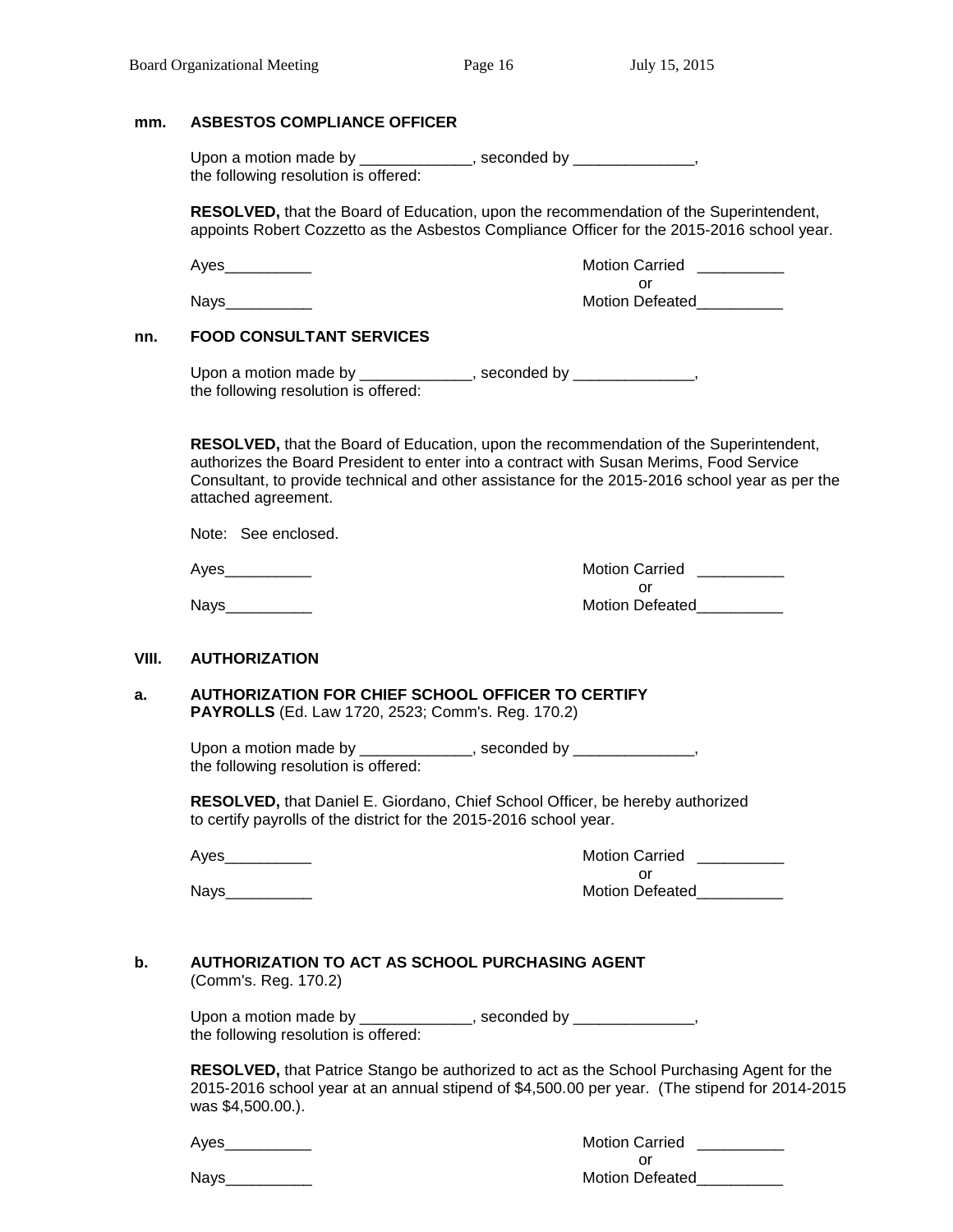**mm. ASBESTOS COMPLIANCE OFFICER**

Upon a motion made by _____________, seconded by ______________,
the following resolution is offered:

**RESOLVED,** that the Board of Education, upon the recommendation of the Superintendent, appoints Robert Cozzetto as the Asbestos Compliance Officer for the 2015-2016 school year.

Ayes__________ Motion Carried __________
or
Nays__________ Motion Defeated__________

**nn. FOOD CONSULTANT SERVICES**

Upon a motion made by _____________, seconded by ______________,
the following resolution is offered:

**RESOLVED,** that the Board of Education, upon the recommendation of the Superintendent, authorizes the Board President to enter into a contract with Susan Merims, Food Service Consultant, to provide technical and other assistance for the 2015-2016 school year as per the attached agreement.

Note: See enclosed.

Ayes__________ Motion Carried __________
or
Nays__________ Motion Defeated__________

## VIII. AUTHORIZATION

**a. AUTHORIZATION FOR CHIEF SCHOOL OFFICER TO CERTIFY PAYROLLS** (Ed. Law 1720, 2523; Comm's. Reg. 170.2)

Upon a motion made by _____________, seconded by ______________,
the following resolution is offered:

**RESOLVED,** that Daniel E. Giordano, Chief School Officer, be hereby authorized to certify payrolls of the district for the 2015-2016 school year.

Ayes__________ Motion Carried __________
or
Nays__________ Motion Defeated__________

**b. AUTHORIZATION TO ACT AS SCHOOL PURCHASING AGENT**
(Comm's. Reg. 170.2)

Upon a motion made by _____________, seconded by ______________,
the following resolution is offered:

**RESOLVED,** that Patrice Stango be authorized to act as the School Purchasing Agent for the 2015-2016 school year at an annual stipend of $4,500.00 per year. (The stipend for 2014-2015 was $4,500.00.).

Ayes__________ Motion Carried __________
or
Nays__________ Motion Defeated__________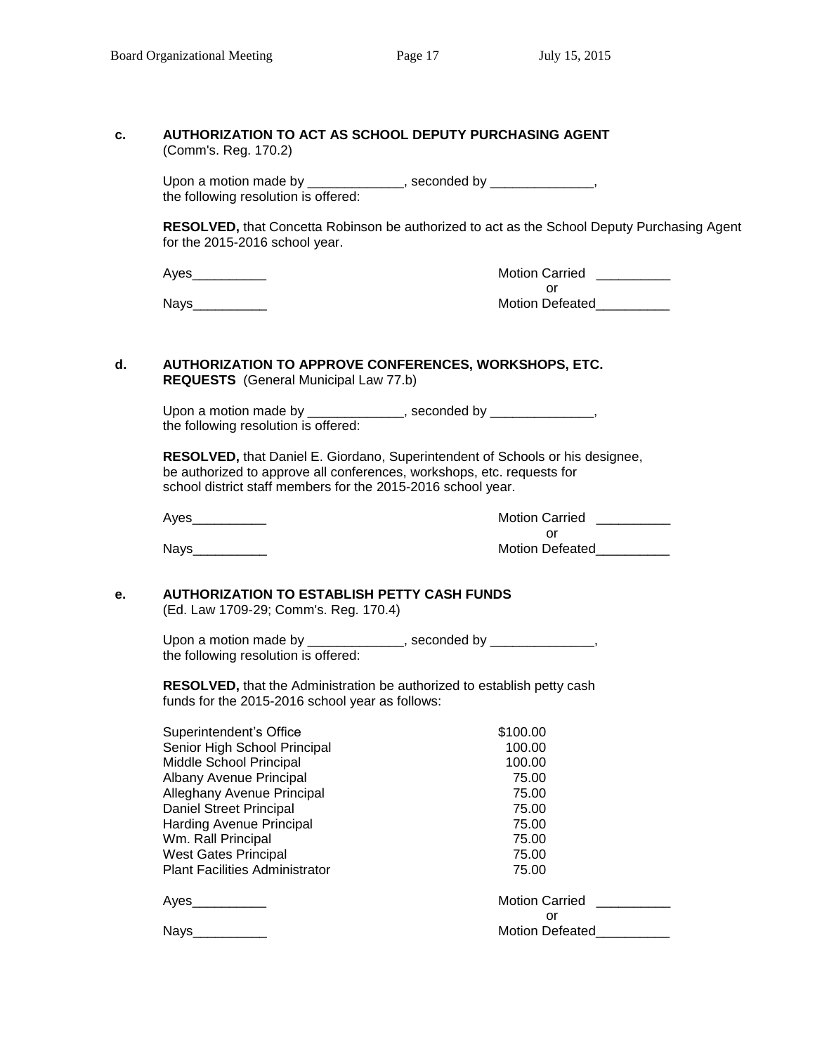**c. AUTHORIZATION TO ACT AS SCHOOL DEPUTY PURCHASING AGENT**
(Comm's. Reg. 170.2)

Upon a motion made by _____________, seconded by ______________, the following resolution is offered:

**RESOLVED,** that Concetta Robinson be authorized to act as the School Deputy Purchasing Agent for the 2015-2016 school year.

Ayes__________ Motion Carried __________
or
Nays__________ Motion Defeated__________

**d. AUTHORIZATION TO APPROVE CONFERENCES, WORKSHOPS, ETC. REQUESTS** (General Municipal Law 77.b)

Upon a motion made by _____________, seconded by ______________, the following resolution is offered:

**RESOLVED,** that Daniel E. Giordano, Superintendent of Schools or his designee, be authorized to approve all conferences, workshops, etc. requests for school district staff members for the 2015-2016 school year.

Ayes__________ Motion Carried __________
or
Nays__________ Motion Defeated__________

**e. AUTHORIZATION TO ESTABLISH PETTY CASH FUNDS**
(Ed. Law 1709-29; Comm's. Reg. 170.4)

Upon a motion made by _____________, seconded by ______________, the following resolution is offered:

**RESOLVED,** that the Administration be authorized to establish petty cash funds for the 2015-2016 school year as follows:

| | |
|---|---|
| Superintendent's Office | $100.00 |
| Senior High School Principal | 100.00 |
| Middle School Principal | 100.00 |
| Albany Avenue Principal | 75.00 |
| Alleghany Avenue Principal | 75.00 |
| Daniel Street Principal | 75.00 |
| Harding Avenue Principal | 75.00 |
| Wm. Rall Principal | 75.00 |
| West Gates Principal | 75.00 |
| Plant Facilities Administrator | 75.00 |

Ayes__________ Motion Carried __________
or
Nays__________ Motion Defeated__________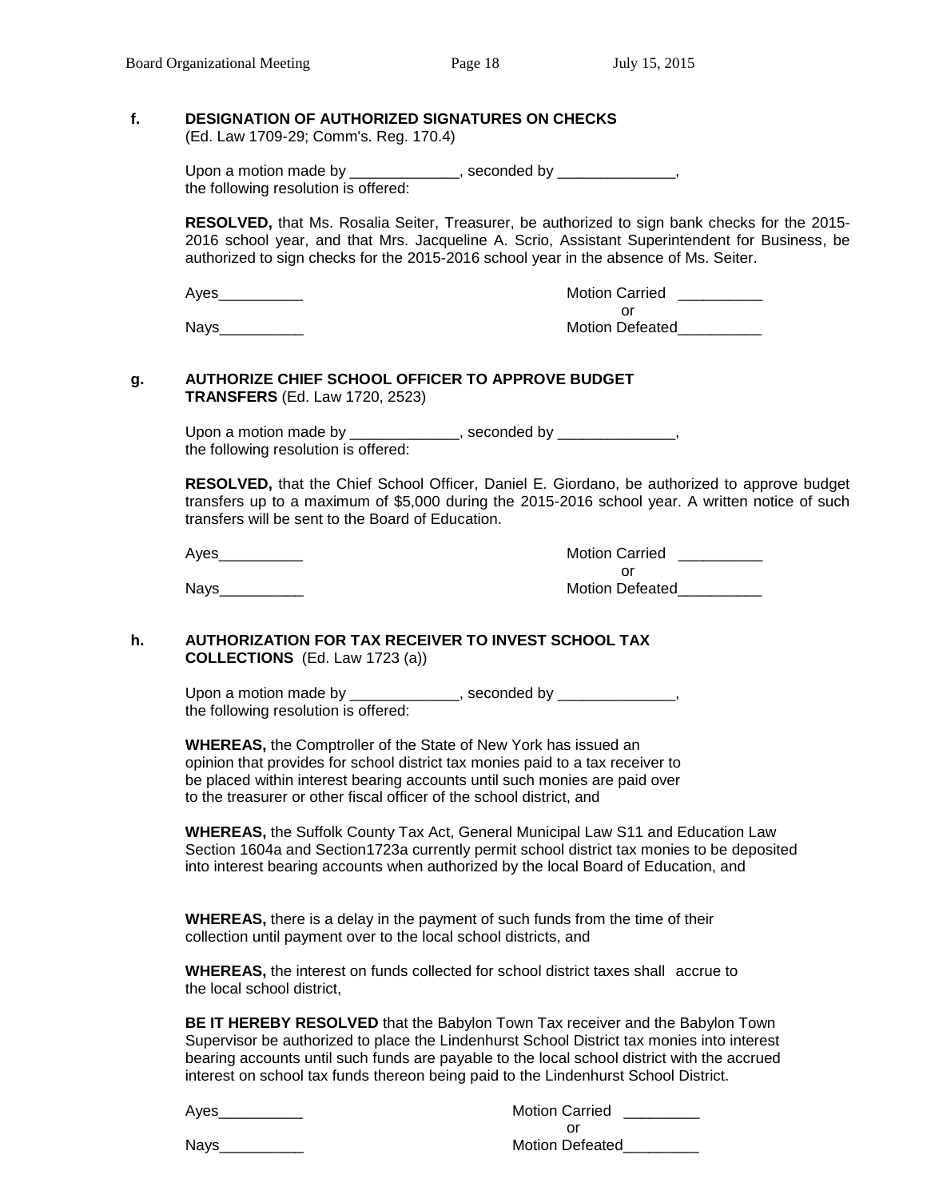**f. DESIGNATION OF AUTHORIZED SIGNATURES ON CHECKS**
(Ed. Law 1709-29; Comm's. Reg. 170.4)

Upon a motion made by _____________, seconded by ______________, the following resolution is offered:

**RESOLVED,** that Ms. Rosalia Seiter, Treasurer, be authorized to sign bank checks for the 2015-2016 school year, and that Mrs. Jacqueline A. Scrio, Assistant Superintendent for Business, be authorized to sign checks for the 2015-2016 school year in the absence of Ms. Seiter.

Ayes__________ Motion Carried __________
or
Nays__________ Motion Defeated__________

**g. AUTHORIZE CHIEF SCHOOL OFFICER TO APPROVE BUDGET TRANSFERS** (Ed. Law 1720, 2523)

Upon a motion made by _____________, seconded by ______________, the following resolution is offered:

**RESOLVED,** that the Chief School Officer, Daniel E. Giordano, be authorized to approve budget transfers up to a maximum of $5,000 during the 2015-2016 school year. A written notice of such transfers will be sent to the Board of Education.

Ayes__________ Motion Carried __________
or
Nays__________ Motion Defeated__________

**h. AUTHORIZATION FOR TAX RECEIVER TO INVEST SCHOOL TAX COLLECTIONS** (Ed. Law 1723 (a))

Upon a motion made by _____________, seconded by ______________, the following resolution is offered:

**WHEREAS,** the Comptroller of the State of New York has issued an opinion that provides for school district tax monies paid to a tax receiver to be placed within interest bearing accounts until such monies are paid over to the treasurer or other fiscal officer of the school district, and

**WHEREAS,** the Suffolk County Tax Act, General Municipal Law S11 and Education Law Section 1604a and Section1723a currently permit school district tax monies to be deposited into interest bearing accounts when authorized by the local Board of Education, and

**WHEREAS,** there is a delay in the payment of such funds from the time of their collection until payment over to the local school districts, and

**WHEREAS,** the interest on funds collected for school district taxes shall accrue to the local school district,

**BE IT HEREBY RESOLVED** that the Babylon Town Tax receiver and the Babylon Town Supervisor be authorized to place the Lindenhurst School District tax monies into interest bearing accounts until such funds are payable to the local school district with the accrued interest on school tax funds thereon being paid to the Lindenhurst School District.

Ayes__________ Motion Carried _________
or
Nays__________ Motion Defeated_________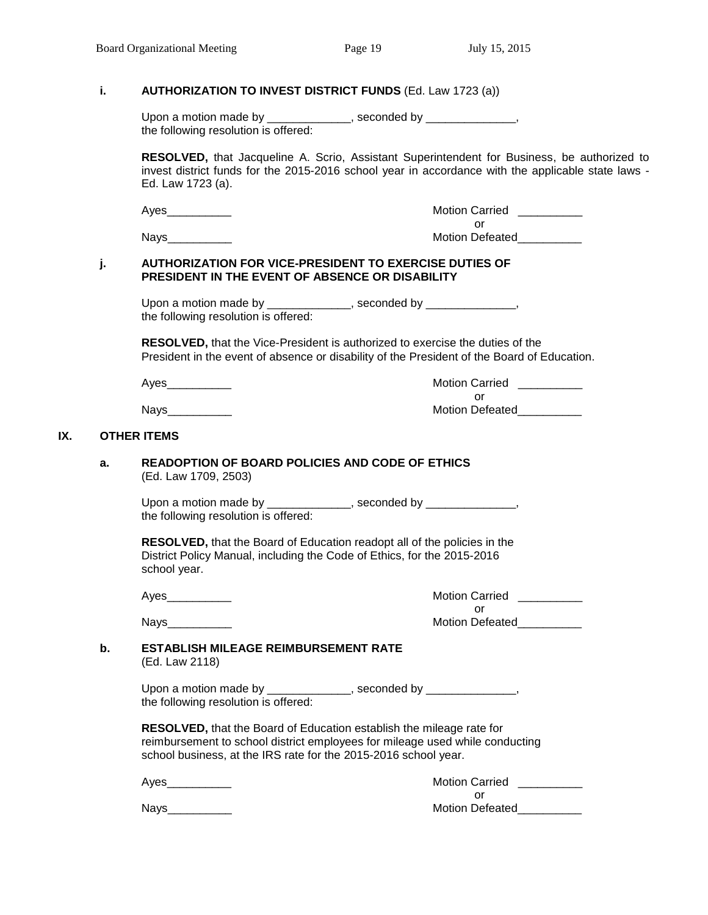**i. AUTHORIZATION TO INVEST DISTRICT FUNDS** (Ed. Law 1723 (a))

Upon a motion made by _____________, seconded by ______________, the following resolution is offered:

**RESOLVED,** that Jacqueline A. Scrio, Assistant Superintendent for Business, be authorized to invest district funds for the 2015-2016 school year in accordance with the applicable state laws - Ed. Law 1723 (a).

Ayes__________ Motion Carried __________
or
Nays__________ Motion Defeated__________

**j. AUTHORIZATION FOR VICE-PRESIDENT TO EXERCISE DUTIES OF PRESIDENT IN THE EVENT OF ABSENCE OR DISABILITY**

Upon a motion made by _____________, seconded by ______________, the following resolution is offered:

**RESOLVED,** that the Vice-President is authorized to exercise the duties of the President in the event of absence or disability of the President of the Board of Education.

Ayes__________ Motion Carried __________
or
Nays__________ Motion Defeated__________

## IX. OTHER ITEMS

**a. READOPTION OF BOARD POLICIES AND CODE OF ETHICS**
(Ed. Law 1709, 2503)

Upon a motion made by _____________, seconded by ______________, the following resolution is offered:

**RESOLVED,** that the Board of Education readopt all of the policies in the District Policy Manual, including the Code of Ethics, for the 2015-2016 school year.

Ayes__________ Motion Carried __________
or
Nays__________ Motion Defeated__________

**b. ESTABLISH MILEAGE REIMBURSEMENT RATE**
(Ed. Law 2118)

Upon a motion made by _____________, seconded by ______________, the following resolution is offered:

**RESOLVED,** that the Board of Education establish the mileage rate for reimbursement to school district employees for mileage used while conducting school business, at the IRS rate for the 2015-2016 school year.

Ayes__________ Motion Carried __________
or
Nays__________ Motion Defeated__________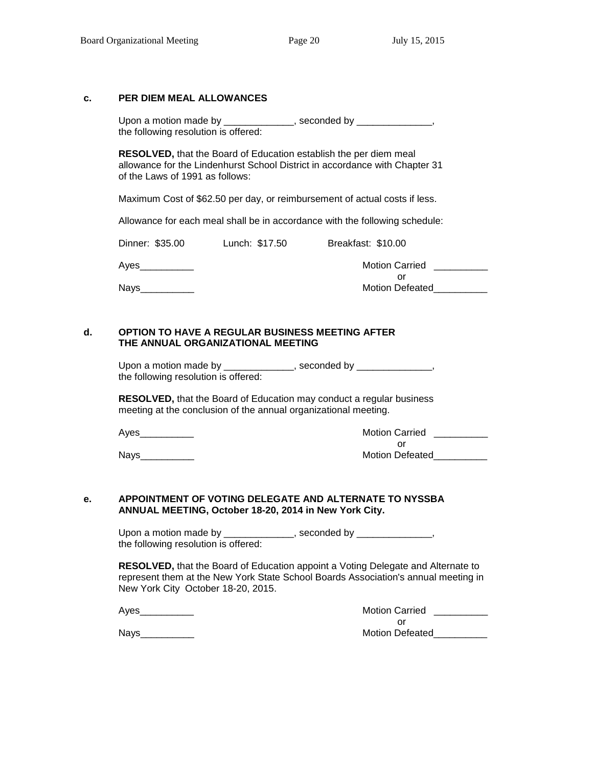**c. PER DIEM MEAL ALLOWANCES**

Upon a motion made by _____________, seconded by ______________, the following resolution is offered:

**RESOLVED,** that the Board of Education establish the per diem meal allowance for the Lindenhurst School District in accordance with Chapter 31 of the Laws of 1991 as follows:

Maximum Cost of $62.50 per day, or reimbursement of actual costs if less.

Allowance for each meal shall be in accordance with the following schedule:

Dinner: $35.00 Lunch: $17.50 Breakfast: $10.00

Ayes__________ Motion Carried __________
or
Nays__________ Motion Defeated__________

**d. OPTION TO HAVE A REGULAR BUSINESS MEETING AFTER THE ANNUAL ORGANIZATIONAL MEETING**

Upon a motion made by _____________, seconded by ______________, the following resolution is offered:

**RESOLVED,** that the Board of Education may conduct a regular business meeting at the conclusion of the annual organizational meeting.

Ayes__________ Motion Carried __________
or
Nays__________ Motion Defeated__________

**e. APPOINTMENT OF VOTING DELEGATE AND ALTERNATE TO NYSSBA ANNUAL MEETING, October 18-20, 2014 in New York City.**

Upon a motion made by _____________, seconded by ______________, the following resolution is offered:

**RESOLVED,** that the Board of Education appoint a Voting Delegate and Alternate to represent them at the New York State School Boards Association's annual meeting in New York City October 18-20, 2015.

Ayes__________ Motion Carried __________
or
Nays__________ Motion Defeated__________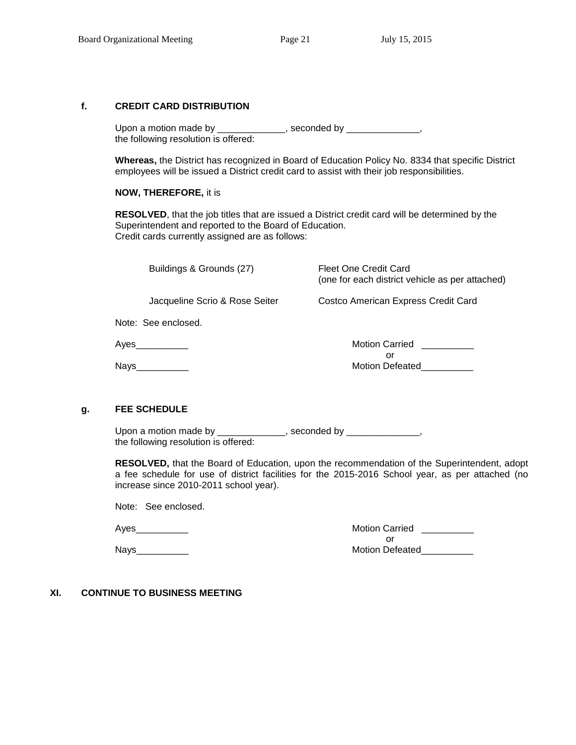**f. CREDIT CARD DISTRIBUTION**

Upon a motion made by _____________, seconded by ______________, the following resolution is offered:

**Whereas,** the District has recognized in Board of Education Policy No. 8334 that specific District employees will be issued a District credit card to assist with their job responsibilities.

**NOW, THEREFORE,** it is

**RESOLVED**, that the job titles that are issued a District credit card will be determined by the Superintendent and reported to the Board of Education.
Credit cards currently assigned are as follows:

| | |
|---|---|
| Buildings & Grounds (27) | Fleet One Credit Card (one for each district vehicle as per attached) |
| Jacqueline Scrio & Rose Seiter | Costco American Express Credit Card |

Note: See enclosed.

Ayes__________ Motion Carried __________
or
Nays__________ Motion Defeated__________

**g. FEE SCHEDULE**

Upon a motion made by _____________, seconded by ______________, the following resolution is offered:

**RESOLVED,** that the Board of Education, upon the recommendation of the Superintendent, adopt a fee schedule for use of district facilities for the 2015-2016 School year, as per attached (no increase since 2010-2011 school year).

Note: See enclosed.

Ayes__________ Motion Carried __________
or
Nays__________ Motion Defeated__________

**XI. CONTINUE TO BUSINESS MEETING**